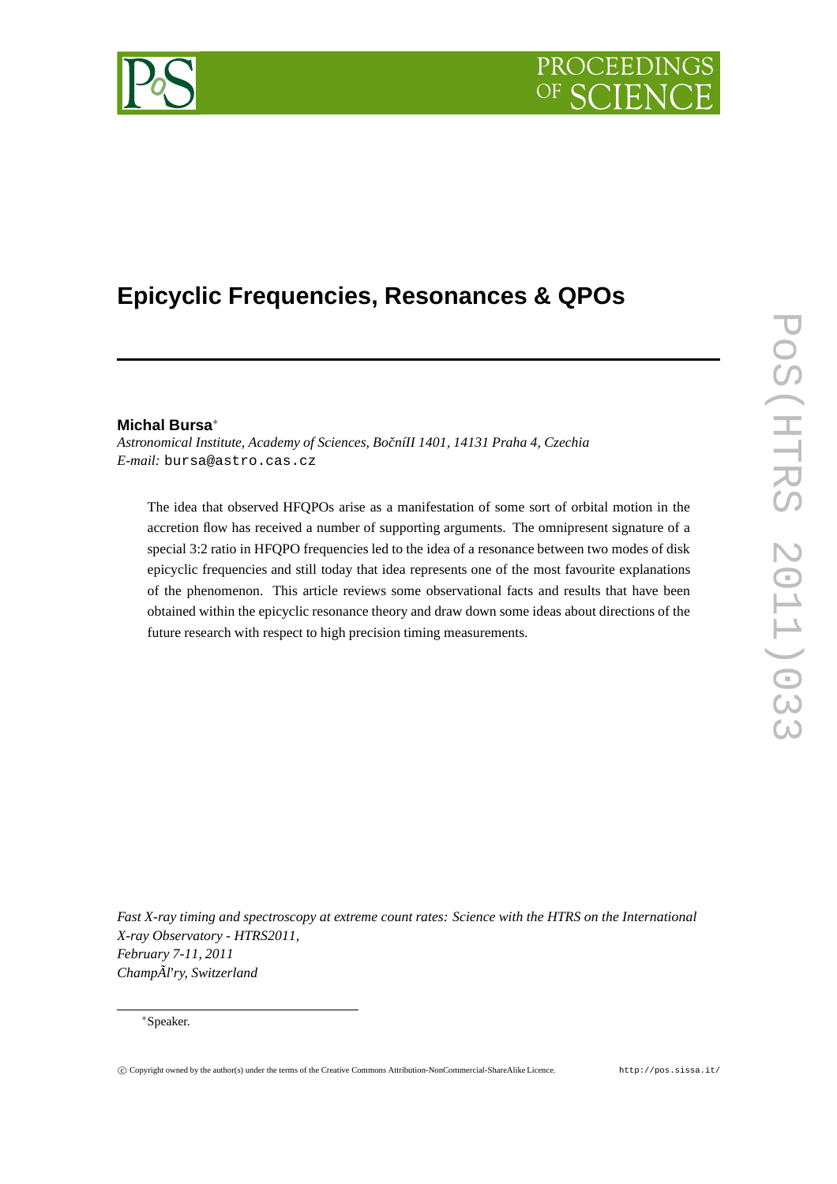# Epicyclic Frequencies, Resonances & QPOs

**Michal Bursa**[∗]

*Astronomical Institute, Academy of Sciences, BočníII 1401, 14131 Praha 4, Czechia*
*E-mail:* bursa@astro.cas.cz

The idea that observed HFQPOs arise as a manifestation of some sort of orbital motion in the accretion flow has received a number of supporting arguments. The omnipresent signature of a special 3:2 ratio in HFQPO frequencies led to the idea of a resonance between two modes of disk epicyclic frequencies and still today that idea represents one of the most favourite explanations of the phenomenon. This article reviews some observational facts and results that have been obtained within the epicyclic resonance theory and draw down some ideas about directions of the future research with respect to high precision timing measurements.

*Fast X-ray timing and spectroscopy at extreme count rates: Science with the HTRS on the International X-ray Observatory - HTRS2011,*
*February 7-11, 2011*
*ChampÃl'ry, Switzerland*

[∗]Speaker.

© Copyright owned by the author(s) under the terms of the Creative Commons Attribution-NonCommercial-ShareAlike Licence. http://pos.sissa.it/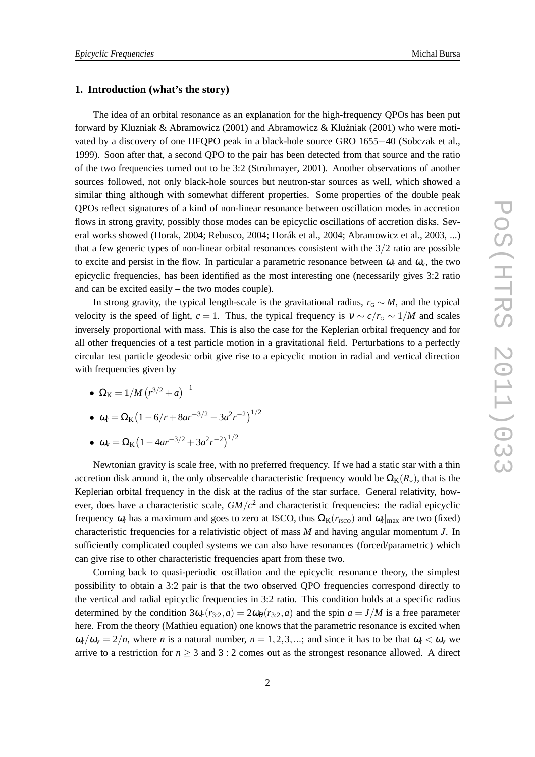## 1. Introduction (what's the story)

The idea of an orbital resonance as an explanation for the high-frequency QPOs has been put forward by Kluzniak & Abramowicz (2001) and Abramowicz & Kluźniak (2001) who were motivated by a discovery of one HFQPO peak in a black-hole source GRO 1655−40 (Sobczak et al., 1999). Soon after that, a second QPO to the pair has been detected from that source and the ratio of the two frequencies turned out to be 3:2 (Strohmayer, 2001). Another observations of another sources followed, not only black-hole sources but neutron-star sources as well, which showed a similar thing although with somewhat different properties. Some properties of the double peak QPOs reflect signatures of a kind of non-linear resonance between oscillation modes in accretion flows in strong gravity, possibly those modes can be epicyclic oscillations of accretion disks. Several works showed (Horak, 2004; Rebusco, 2004; Horák et al., 2004; Abramowicz et al., 2003, ...) that a few generic types of non-linear orbital resonances consistent with the $3/2$ ratio are possible to excite and persist in the flow. In particular a parametric resonance between $\omega_r$ and $\omega_v$, the two epicyclic frequencies, has been identified as the most interesting one (necessarily gives 3:2 ratio and can be excited easily – the two modes couple).

In strong gravity, the typical length-scale is the gravitational radius, $r_G \sim M$, and the typical velocity is the speed of light, $c = 1$. Thus, the typical frequency is $\nu \sim c/r_G \sim 1/M$ and scales inversely proportional with mass. This is also the case for the Keplerian orbital frequency and for all other frequencies of a test particle motion in a gravitational field. Perturbations to a perfectly circular test particle geodesic orbit give rise to a epicyclic motion in radial and vertical direction with frequencies given by

- $\Omega_K = 1/M \left(r^{3/2} + a\right)^{-1}$
- $\omega_r = \Omega_K \left(1 - 6/r + 8ar^{-3/2} - 3a^2r^{-2}\right)^{1/2}$
- $\omega_v = \Omega_K \left(1 - 4ar^{-3/2} + 3a^2r^{-2}\right)^{1/2}$

Newtonian gravity is scale free, with no preferred frequency. If we had a static star with a thin accretion disk around it, the only observable characteristic frequency would be $\Omega_K(R_\star)$, that is the Keplerian orbital frequency in the disk at the radius of the star surface. General relativity, however, does have a characteristic scale, $GM/c^2$ and characteristic frequencies: the radial epicyclic frequency $\omega_r$ has a maximum and goes to zero at ISCO, thus $\Omega_K(r_{ISCO})$ and $\omega_r|_{\max}$ are two (fixed) characteristic frequencies for a relativistic object of mass $M$ and having angular momentum $J$. In sufficiently complicated coupled systems we can also have resonances (forced/parametric) which can give rise to other characteristic frequencies apart from these two.

Coming back to quasi-periodic oscillation and the epicyclic resonance theory, the simplest possibility to obtain a 3:2 pair is that the two observed QPO frequencies correspond directly to the vertical and radial epicyclic frequencies in 3:2 ratio. This condition holds at a specific radius determined by the condition $3\omega_r(r_{3:2}, a) = 2\omega_\theta(r_{3:2}, a)$ and the spin $a = J/M$ is a free parameter here. From the theory (Mathieu equation) one knows that the parametric resonance is excited when $\omega_r/\omega_v = 2/n$, where $n$ is a natural number, $n = 1, 2, 3, ...$; and since it has to be that $\omega_r < \omega_v$ we arrive to a restriction for $n \geq 3$ and $3:2$ comes out as the strongest resonance allowed. A direct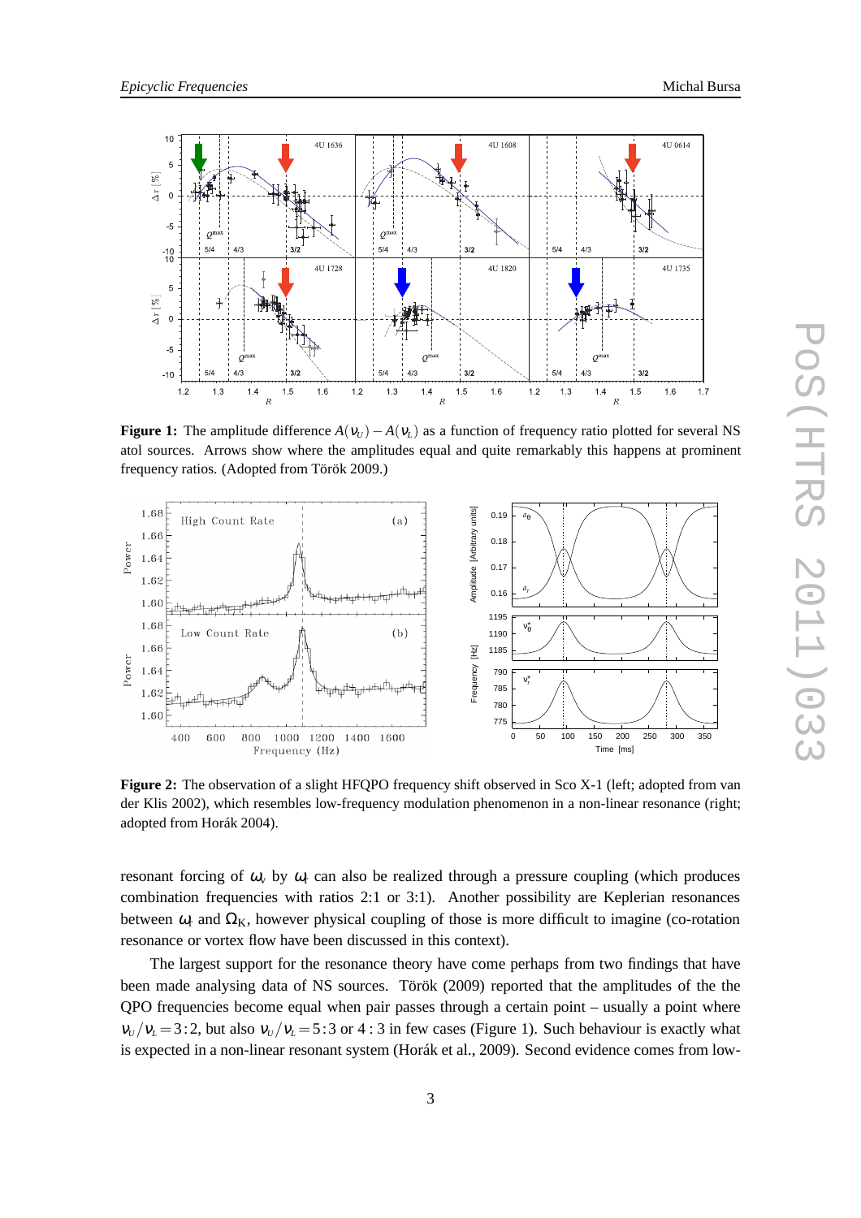**Figure 1:** The amplitude difference $A(\nu_U) - A(\nu_L)$ as a function of frequency ratio plotted for several NS atol sources. Arrows show where the amplitudes equal and quite remarkably this happens at prominent frequency ratios. (Adopted from Török 2009.)

**Figure 2:** The observation of a slight HFQPO frequency shift observed in Sco X-1 (left; adopted from van der Klis 2002), which resembles low-frequency modulation phenomenon in a non-linear resonance (right; adopted from Horák 2004).

resonant forcing of $\omega_r$ by $\omega_\theta$ can also be realized through a pressure coupling (which produces combination frequencies with ratios 2:1 or 3:1). Another possibility are Keplerian resonances between $\omega_\theta$ and $\Omega_K$, however physical coupling of those is more difficult to imagine (co-rotation resonance or vortex flow have been discussed in this context).

The largest support for the resonance theory have come perhaps from two findings that have been made analysing data of NS sources. Török (2009) reported that the amplitudes of the the QPO frequencies become equal when pair passes through a certain point – usually a point where $\nu_U/\nu_L = 3{:}2$, but also $\nu_U/\nu_L = 5{:}3$ or $4:3$ in few cases (Figure 1). Such behaviour is exactly what is expected in a non-linear resonant system (Horák et al., 2009). Second evidence comes from low-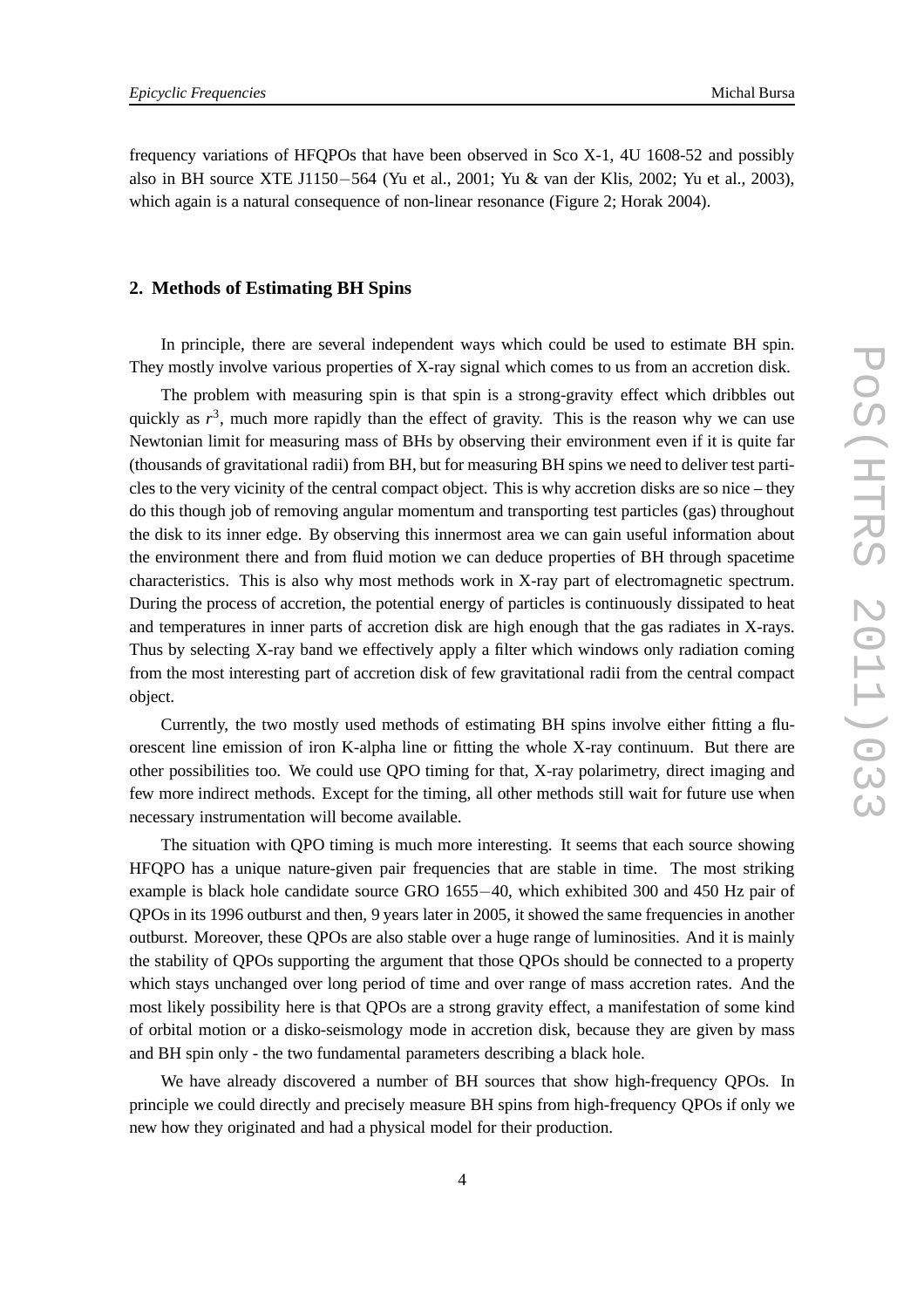frequency variations of HFQPOs that have been observed in Sco X-1, 4U 1608-52 and possibly also in BH source XTE J1150−564 (Yu et al., 2001; Yu & van der Klis, 2002; Yu et al., 2003), which again is a natural consequence of non-linear resonance (Figure 2; Horak 2004).

## 2. Methods of Estimating BH Spins

In principle, there are several independent ways which could be used to estimate BH spin. They mostly involve various properties of X-ray signal which comes to us from an accretion disk.

The problem with measuring spin is that spin is a strong-gravity effect which dribbles out quickly as $r^3$, much more rapidly than the effect of gravity. This is the reason why we can use Newtonian limit for measuring mass of BHs by observing their environment even if it is quite far (thousands of gravitational radii) from BH, but for measuring BH spins we need to deliver test particles to the very vicinity of the central compact object. This is why accretion disks are so nice – they do this though job of removing angular momentum and transporting test particles (gas) throughout the disk to its inner edge. By observing this innermost area we can gain useful information about the environment there and from fluid motion we can deduce properties of BH through spacetime characteristics. This is also why most methods work in X-ray part of electromagnetic spectrum. During the process of accretion, the potential energy of particles is continuously dissipated to heat and temperatures in inner parts of accretion disk are high enough that the gas radiates in X-rays. Thus by selecting X-ray band we effectively apply a filter which windows only radiation coming from the most interesting part of accretion disk of few gravitational radii from the central compact object.

Currently, the two mostly used methods of estimating BH spins involve either fitting a fluorescent line emission of iron K-alpha line or fitting the whole X-ray continuum. But there are other possibilities too. We could use QPO timing for that, X-ray polarimetry, direct imaging and few more indirect methods. Except for the timing, all other methods still wait for future use when necessary instrumentation will become available.

The situation with QPO timing is much more interesting. It seems that each source showing HFQPO has a unique nature-given pair frequencies that are stable in time. The most striking example is black hole candidate source GRO 1655−40, which exhibited 300 and 450 Hz pair of QPOs in its 1996 outburst and then, 9 years later in 2005, it showed the same frequencies in another outburst. Moreover, these QPOs are also stable over a huge range of luminosities. And it is mainly the stability of QPOs supporting the argument that those QPOs should be connected to a property which stays unchanged over long period of time and over range of mass accretion rates. And the most likely possibility here is that QPOs are a strong gravity effect, a manifestation of some kind of orbital motion or a disko-seismology mode in accretion disk, because they are given by mass and BH spin only - the two fundamental parameters describing a black hole.

We have already discovered a number of BH sources that show high-frequency QPOs. In principle we could directly and precisely measure BH spins from high-frequency QPOs if only we new how they originated and had a physical model for their production.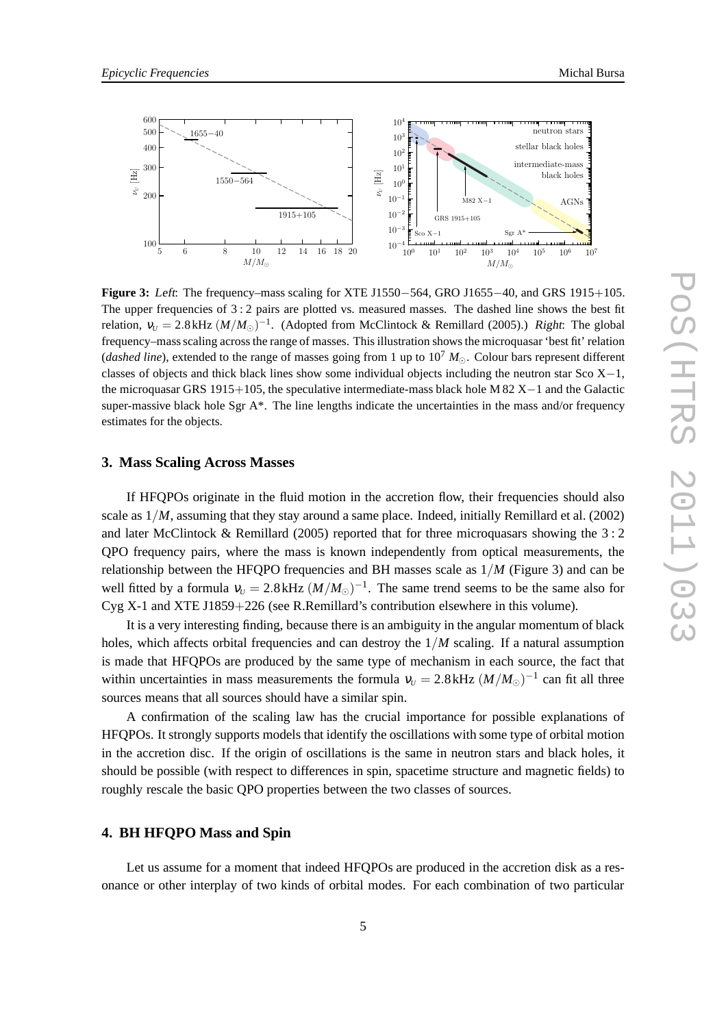**Figure 3:** *Left*: The frequency–mass scaling for XTE J1550−564, GRO J1655−40, and GRS 1915+105. The upper frequencies of 3 : 2 pairs are plotted vs. measured masses. The dashed line shows the best fit relation, $\nu_U = 2.8\,\mathrm{kHz}\,(M/M_\odot)^{-1}$. (Adopted from McClintock & Remillard (2005).) *Right*: The global frequency–mass scaling across the range of masses. This illustration shows the microquasar 'best fit' relation (*dashed line*), extended to the range of masses going from 1 up to $10^7\,M_\odot$. Colour bars represent different classes of objects and thick black lines show some individual objects including the neutron star Sco X−1, the microquasar GRS 1915+105, the speculative intermediate-mass black hole M 82 X−1 and the Galactic super-massive black hole Sgr A*. The line lengths indicate the uncertainties in the mass and/or frequency estimates for the objects.

## 3. Mass Scaling Across Masses

If HFQPOs originate in the fluid motion in the accretion flow, their frequencies should also scale as $1/M$, assuming that they stay around a same place. Indeed, initially Remillard et al. (2002) and later McClintock & Remillard (2005) reported that for three microquasars showing the 3 : 2 QPO frequency pairs, where the mass is known independently from optical measurements, the relationship between the HFQPO frequencies and BH masses scale as $1/M$ (Figure 3) and can be well fitted by a formula $\nu_U = 2.8\,\mathrm{kHz}\,(M/M_\odot)^{-1}$. The same trend seems to be the same also for Cyg X-1 and XTE J1859+226 (see R.Remillard's contribution elsewhere in this volume).

It is a very interesting finding, because there is an ambiguity in the angular momentum of black holes, which affects orbital frequencies and can destroy the $1/M$ scaling. If a natural assumption is made that HFQPOs are produced by the same type of mechanism in each source, the fact that within uncertainties in mass measurements the formula $\nu_U = 2.8\,\mathrm{kHz}\,(M/M_\odot)^{-1}$ can fit all three sources means that all sources should have a similar spin.

A confirmation of the scaling law has the crucial importance for possible explanations of HFQPOs. It strongly supports models that identify the oscillations with some type of orbital motion in the accretion disc. If the origin of oscillations is the same in neutron stars and black holes, it should be possible (with respect to differences in spin, spacetime structure and magnetic fields) to roughly rescale the basic QPO properties between the two classes of sources.

## 4. BH HFQPO Mass and Spin

Let us assume for a moment that indeed HFQPOs are produced in the accretion disk as a resonance or other interplay of two kinds of orbital modes. For each combination of two particular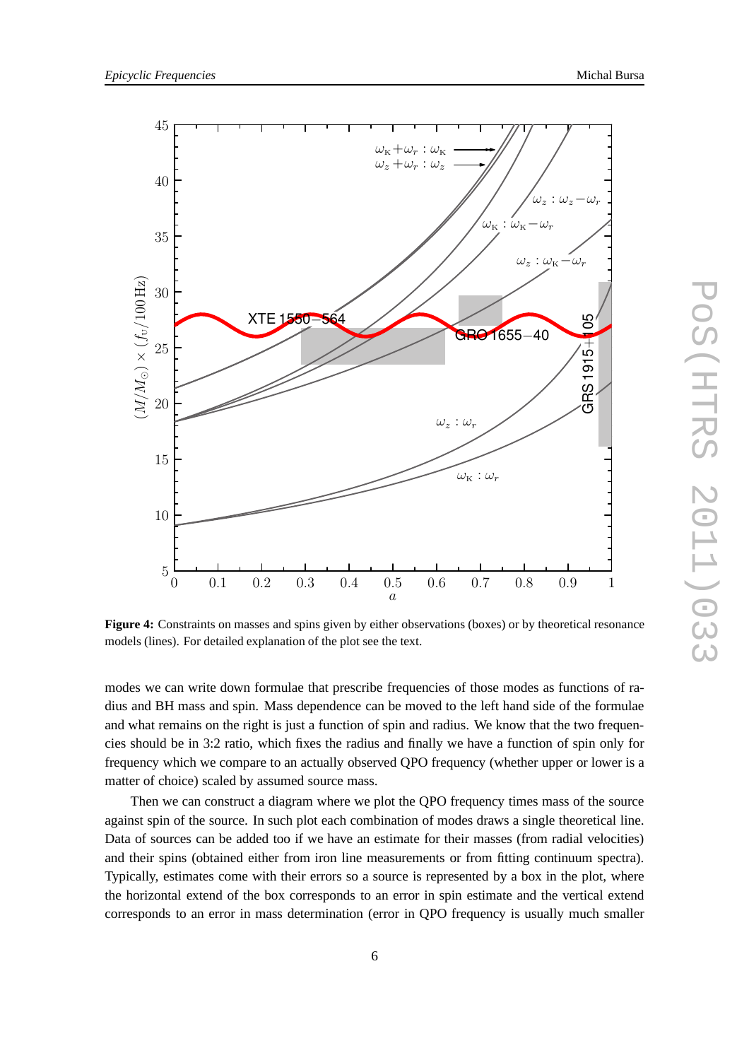**Figure 4:** Constraints on masses and spins given by either observations (boxes) or by theoretical resonance models (lines). For detailed explanation of the plot see the text.

modes we can write down formulae that prescribe frequencies of those modes as functions of radius and BH mass and spin. Mass dependence can be moved to the left hand side of the formulae and what remains on the right is just a function of spin and radius. We know that the two frequencies should be in 3:2 ratio, which fixes the radius and finally we have a function of spin only for frequency which we compare to an actually observed QPO frequency (whether upper or lower is a matter of choice) scaled by assumed source mass.

Then we can construct a diagram where we plot the QPO frequency times mass of the source against spin of the source. In such plot each combination of modes draws a single theoretical line. Data of sources can be added too if we have an estimate for their masses (from radial velocities) and their spins (obtained either from iron line measurements or from fitting continuum spectra). Typically, estimates come with their errors so a source is represented by a box in the plot, where the horizontal extend of the box corresponds to an error in spin estimate and the vertical extend corresponds to an error in mass determination (error in QPO frequency is usually much smaller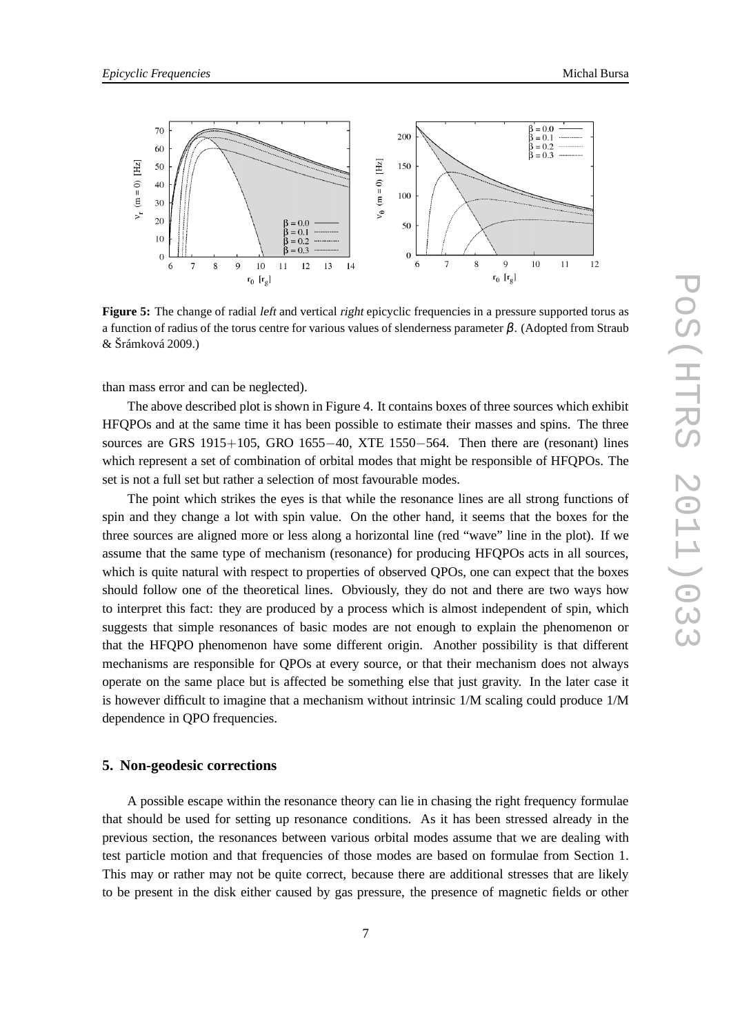**Figure 5:** The change of radial *left* and vertical *right* epicyclic frequencies in a pressure supported torus as a function of radius of the torus centre for various values of slenderness parameter $\beta$. (Adopted from Straub & Šrámková 2009.)

than mass error and can be neglected).

The above described plot is shown in Figure 4. It contains boxes of three sources which exhibit HFQPOs and at the same time it has been possible to estimate their masses and spins. The three sources are GRS 1915+105, GRO 1655−40, XTE 1550−564. Then there are (resonant) lines which represent a set of combination of orbital modes that might be responsible of HFQPOs. The set is not a full set but rather a selection of most favourable modes.

The point which strikes the eyes is that while the resonance lines are all strong functions of spin and they change a lot with spin value. On the other hand, it seems that the boxes for the three sources are aligned more or less along a horizontal line (red "wave" line in the plot). If we assume that the same type of mechanism (resonance) for producing HFQPOs acts in all sources, which is quite natural with respect to properties of observed QPOs, one can expect that the boxes should follow one of the theoretical lines. Obviously, they do not and there are two ways how to interpret this fact: they are produced by a process which is almost independent of spin, which suggests that simple resonances of basic modes are not enough to explain the phenomenon or that the HFQPO phenomenon have some different origin. Another possibility is that different mechanisms are responsible for QPOs at every source, or that their mechanism does not always operate on the same place but is affected be something else that just gravity. In the later case it is however difficult to imagine that a mechanism without intrinsic 1/M scaling could produce 1/M dependence in QPO frequencies.

## 5. Non-geodesic corrections

A possible escape within the resonance theory can lie in chasing the right frequency formulae that should be used for setting up resonance conditions. As it has been stressed already in the previous section, the resonances between various orbital modes assume that we are dealing with test particle motion and that frequencies of those modes are based on formulae from Section 1. This may or rather may not be quite correct, because there are additional stresses that are likely to be present in the disk either caused by gas pressure, the presence of magnetic fields or other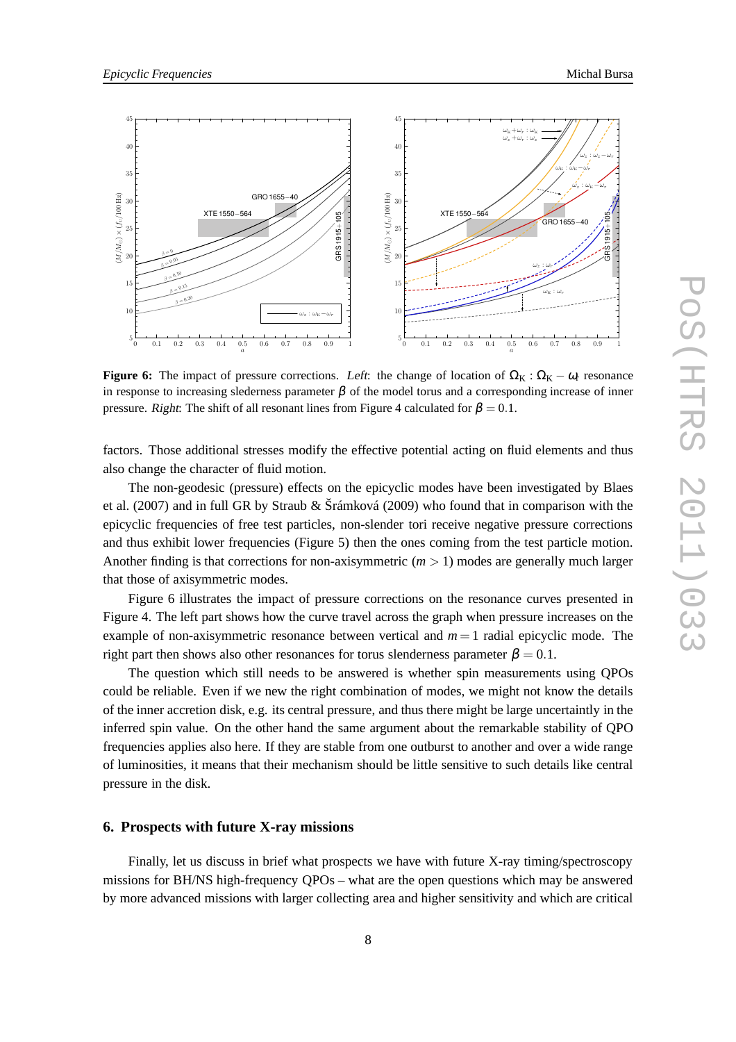**Figure 6:** The impact of pressure corrections. *Left*: the change of location of $\Omega_K : \Omega_K - \omega_r$ resonance in response to increasing slederness parameter $\beta$ of the model torus and a corresponding increase of inner pressure. *Right*: The shift of all resonant lines from Figure 4 calculated for $\beta = 0.1$.

factors. Those additional stresses modify the effective potential acting on fluid elements and thus also change the character of fluid motion.

The non-geodesic (pressure) effects on the epicyclic modes have been investigated by Blaes et al. (2007) and in full GR by Straub & Šrámková (2009) who found that in comparison with the epicyclic frequencies of free test particles, non-slender tori receive negative pressure corrections and thus exhibit lower frequencies (Figure 5) then the ones coming from the test particle motion. Another finding is that corrections for non-axisymmetric ($m > 1$) modes are generally much larger that those of axisymmetric modes.

Figure 6 illustrates the impact of pressure corrections on the resonance curves presented in Figure 4. The left part shows how the curve travel across the graph when pressure increases on the example of non-axisymmetric resonance between vertical and $m = 1$ radial epicyclic mode. The right part then shows also other resonances for torus slenderness parameter $\beta = 0.1$.

The question which still needs to be answered is whether spin measurements using QPOs could be reliable. Even if we new the right combination of modes, we might not know the details of the inner accretion disk, e.g. its central pressure, and thus there might be large uncertainty in the inferred spin value. On the other hand the same argument about the remarkable stability of QPO frequencies applies also here. If they are stable from one outburst to another and over a wide range of luminosities, it means that their mechanism should be little sensitive to such details like central pressure in the disk.

## 6. Prospects with future X-ray missions

Finally, let us discuss in brief what prospects we have with future X-ray timing/spectroscopy missions for BH/NS high-frequency QPOs – what are the open questions which may be answered by more advanced missions with larger collecting area and higher sensitivity and which are critical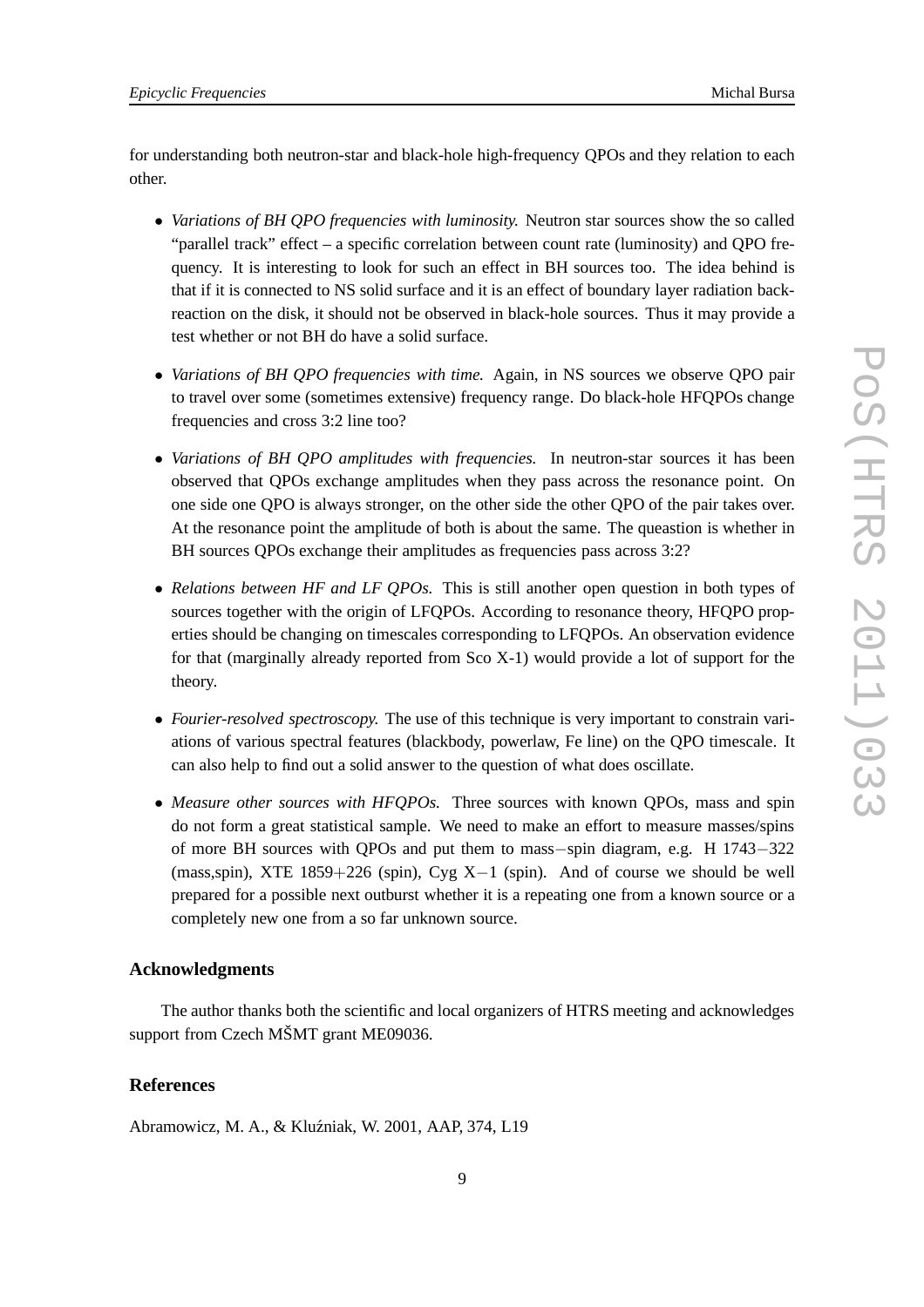for understanding both neutron-star and black-hole high-frequency QPOs and they relation to each other.

- *Variations of BH QPO frequencies with luminosity.* Neutron star sources show the so called "parallel track" effect – a specific correlation between count rate (luminosity) and QPO frequency. It is interesting to look for such an effect in BH sources too. The idea behind is that if it is connected to NS solid surface and it is an effect of boundary layer radiation back-reaction on the disk, it should not be observed in black-hole sources. Thus it may provide a test whether or not BH do have a solid surface.
- *Variations of BH QPO frequencies with time.* Again, in NS sources we observe QPO pair to travel over some (sometimes extensive) frequency range. Do black-hole HFQPOs change frequencies and cross 3:2 line too?
- *Variations of BH QPO amplitudes with frequencies.* In neutron-star sources it has been observed that QPOs exchange amplitudes when they pass across the resonance point. On one side one QPO is always stronger, on the other side the other QPO of the pair takes over. At the resonance point the amplitude of both is about the same. The queastion is whether in BH sources QPOs exchange their amplitudes as frequencies pass across 3:2?
- *Relations between HF and LF QPOs.* This is still another open question in both types of sources together with the origin of LFQPOs. According to resonance theory, HFQPO properties should be changing on timescales corresponding to LFQPOs. An observation evidence for that (marginally already reported from Sco X-1) would provide a lot of support for the theory.
- *Fourier-resolved spectroscopy.* The use of this technique is very important to constrain variations of various spectral features (blackbody, powerlaw, Fe line) on the QPO timescale. It can also help to find out a solid answer to the question of what does oscillate.
- *Measure other sources with HFQPOs.* Three sources with known QPOs, mass and spin do not form a great statistical sample. We need to make an effort to measure masses/spins of more BH sources with QPOs and put them to mass−spin diagram, e.g. H 1743−322 (mass,spin), XTE 1859+226 (spin), Cyg X−1 (spin). And of course we should be well prepared for a possible next outburst whether it is a repeating one from a known source or a completely new one from a so far unknown source.

## Acknowledgments

The author thanks both the scientific and local organizers of HTRS meeting and acknowledges support from Czech MŠMT grant ME09036.

## References

Abramowicz, M. A., & Kluźniak, W. 2001, AAP, 374, L19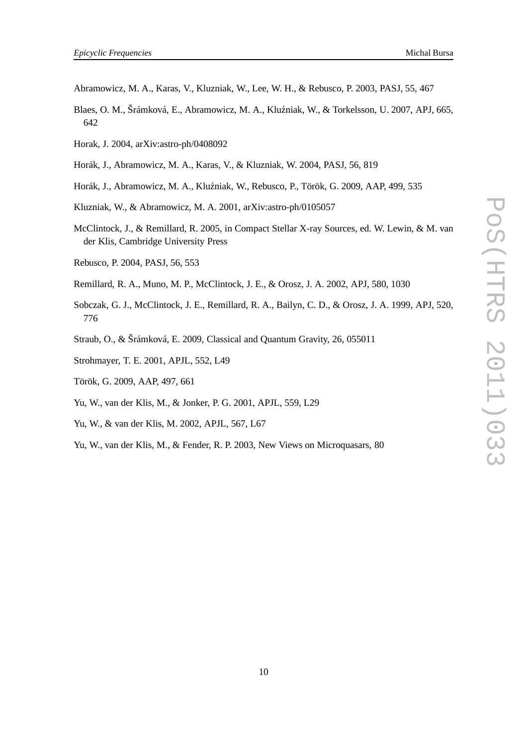Abramowicz, M. A., Karas, V., Kluzniak, W., Lee, W. H., & Rebusco, P. 2003, PASJ, 55, 467

Blaes, O. M., Šrámková, E., Abramowicz, M. A., Kluźniak, W., & Torkelsson, U. 2007, APJ, 665, 642

Horak, J. 2004, arXiv:astro-ph/0408092

Horák, J., Abramowicz, M. A., Karas, V., & Kluzniak, W. 2004, PASJ, 56, 819

Horák, J., Abramowicz, M. A., Kluźniak, W., Rebusco, P., Török, G. 2009, AAP, 499, 535

Kluzniak, W., & Abramowicz, M. A. 2001, arXiv:astro-ph/0105057

McClintock, J., & Remillard, R. 2005, in Compact Stellar X-ray Sources, ed. W. Lewin, & M. van der Klis, Cambridge University Press

Rebusco, P. 2004, PASJ, 56, 553

Remillard, R. A., Muno, M. P., McClintock, J. E., & Orosz, J. A. 2002, APJ, 580, 1030

Sobczak, G. J., McClintock, J. E., Remillard, R. A., Bailyn, C. D., & Orosz, J. A. 1999, APJ, 520, 776

Straub, O., & Šrámková, E. 2009, Classical and Quantum Gravity, 26, 055011

Strohmayer, T. E. 2001, APJL, 552, L49

Török, G. 2009, AAP, 497, 661

Yu, W., van der Klis, M., & Jonker, P. G. 2001, APJL, 559, L29

Yu, W., & van der Klis, M. 2002, APJL, 567, L67

Yu, W., van der Klis, M., & Fender, R. P. 2003, New Views on Microquasars, 80